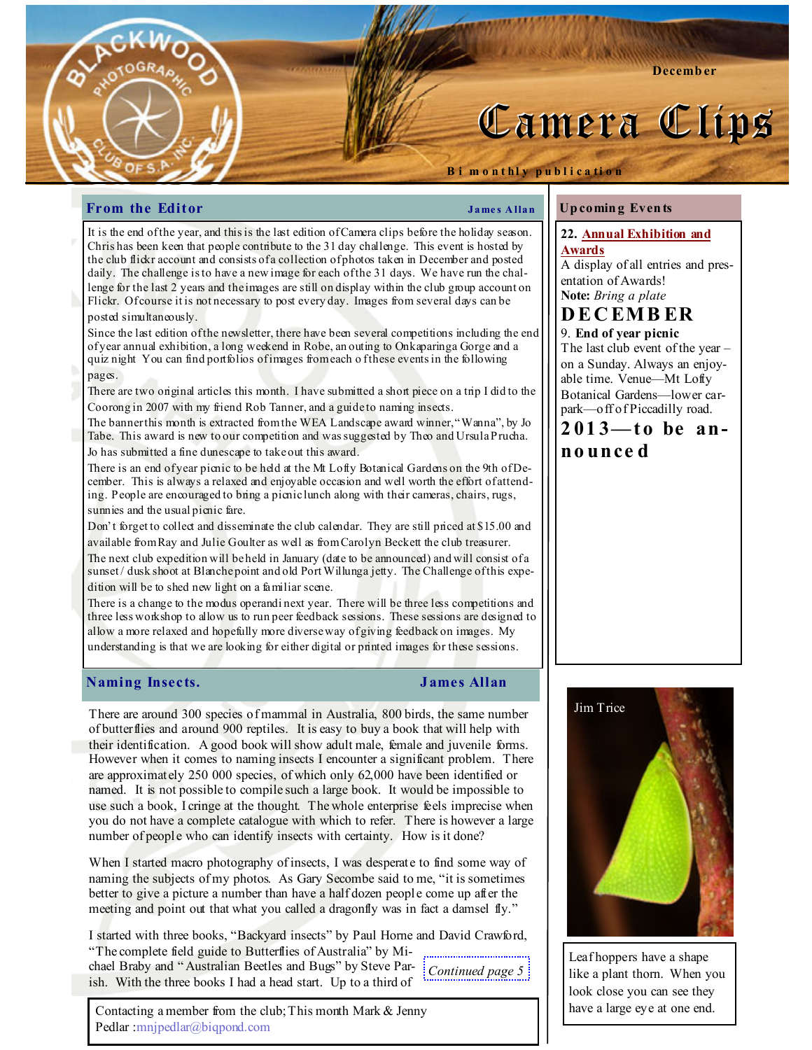# Camera Clips

December

Bi monthly publication

## From the Editor

**James Allan**

It is the end of the year, and this is the last edition of Camera clips before the holiday season. Chris has been keen that people contribute to the 31 day challenge. This event is hosted by the club flickr account and consists of a collection of photos taken in December and posted daily. The challenge is to have a new image for each of the 31 days. We have run the challenge for the last 2 years and the images are still on display within the club group account on Flickr. Of course it is not necessary to post every day. Images from several days can be posted simultaneously.

Since the last edition of the newsletter, there have been several competitions including the end of year annual exhibition, a long weekend in Robe, an outing to Onkaparinga Gorge and a quiz night You can find portfolios of images from each of these events in the following pages.

There are two original articles this month. I have submitted a short piece on a trip I did to the Coorong in 2007 with my friend Rob Tanner, and a guide to naming insects.

The banner this month is extracted from the WEA Landscape award winner, "Wanna", by Jo Tabe. This award is new to our competition and was suggested by Theo and Ursula Prucha. Jo has submitted a fine dunescape to take out this award.

There is an end of year picnic to be held at the Mt Lofty Botanical Gardens on the 9th of December. This is always a relaxed and enjoyable occasion and well worth the effort of attending. People are encouraged to bring a picnic lunch along with their cameras, chairs, rugs, sunnies and the usual picnic fare.

Don't forget to collect and disseminate the club calendar. They are still priced at $15.00 and available from Ray and Julie Goulter as well as from Carolyn Beckett the club treasurer.

The next club expedition will be held in January (date to be announced) and will consist of a sunset / dusk shoot at Blanchepoint and old Port Willunga jetty. The Challenge of this expedition will be to shed new light on a familiar scene.

There is a change to the modus operandi next year. There will be three less competitions and three less workshop to allow us to run peer feedback sessions. These sessions are designed to allow a more relaxed and hopefully more diverse way of giving feedback on images. My understanding is that we are looking for either digital or printed images for these sessions.

## Naming Insects.

**James Allan**

There are around 300 species of mammal in Australia, 800 birds, the same number of butterflies and around 900 reptiles. It is easy to buy a book that will help with their identification. A good book will show adult male, female and juvenile forms. However when it comes to naming insects I encounter a significant problem. There are approximately 250 000 species, of which only 62,000 have been identified or named. It is not possible to compile such a large book. It would be impossible to use such a book, I cringe at the thought. The whole enterprise feels imprecise when you do not have a complete catalogue with which to refer. There is however a large number of people who can identify insects with certainty. How is it done?

When I started macro photography of insects, I was desperate to find some way of naming the subjects of my photos. As Gary Secombe said to me, "it is sometimes better to give a picture a number than have a half dozen people come up after the meeting and point out that what you called a dragonfly was in fact a damsel fly."

I started with three books, "Backyard insects" by Paul Horne and David Crawford, "The complete field guide to Butterflies of Australia" by Michael Braby and "Australian Beetles and Bugs" by Steve Parish. With the three books I had a head start. Up to a third of

*Continued page 5*

Contacting a member from the club; This month Mark & Jenny Pedlar :mnjpedlar@biqpond.com

## Upcoming Events

**22. Annual Exhibition and Awards**
A display of all entries and presentation of Awards!
**Note:** *Bring a plate*

### DECEMBER

9. **End of year picnic**
The last club event of the year – on a Sunday. Always an enjoyable time. Venue—Mt Lofty Botanical Gardens—lower carpark—off of Piccadilly road.

### 2013—to be announced

Jim Trice

Leaf hoppers have a shape like a plant thorn. When you look close you can see they have a large eye at one end.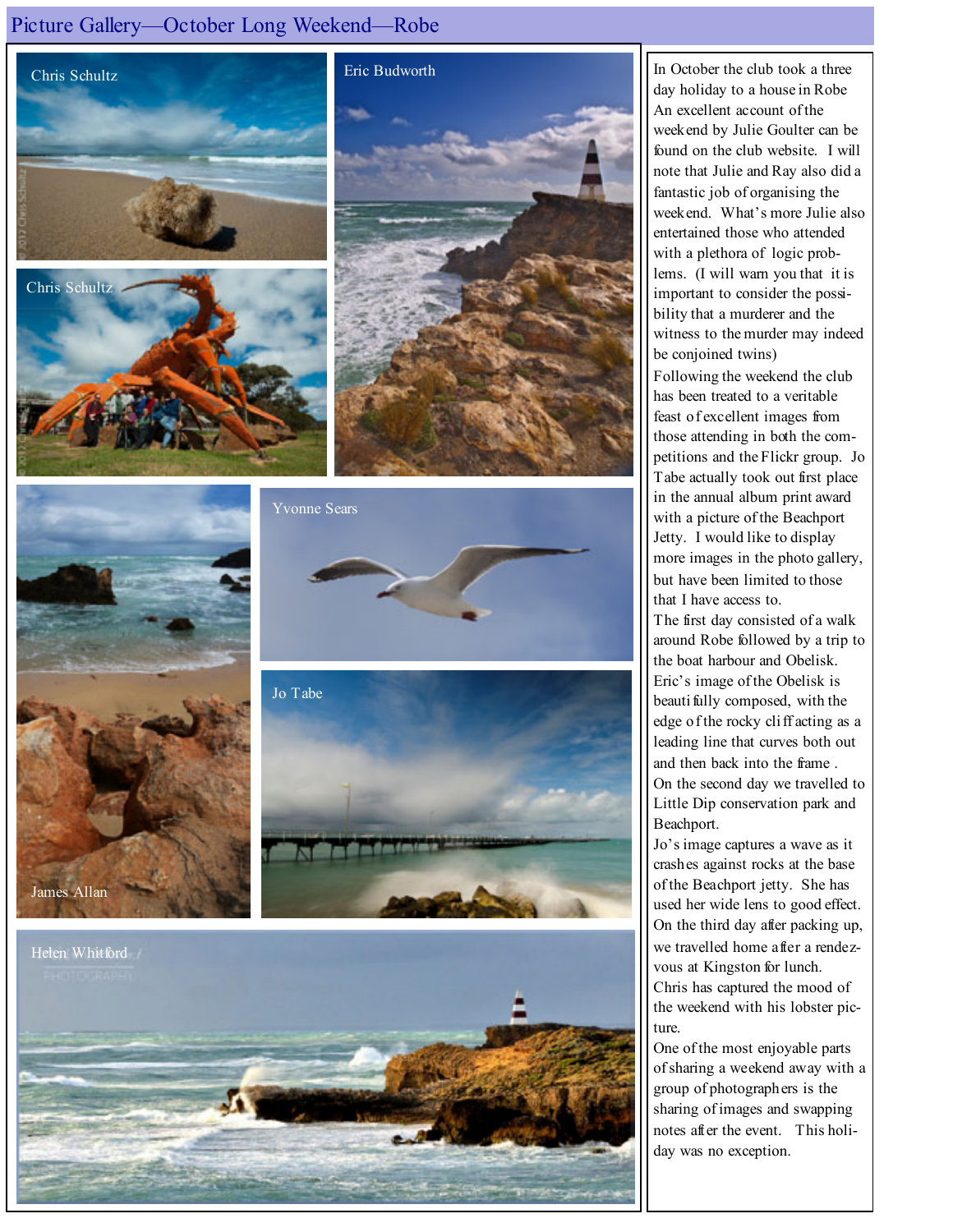# Picture Gallery—October Long Weekend—Robe

Chris Schultz

Chris Schultz

Eric Budworth

Yvonne Sears

Jo Tabe

James Allan

Helen Whitford

In October the club took a three day holiday to a house in Robe An excellent account of the weekend by Julie Goulter can be found on the club website. I will note that Julie and Ray also did a fantastic job of organising the weekend. What's more Julie also entertained those who attended with a plethora of logic problems. (I will warn you that it is important to consider the possibility that a murderer and the witness to the murder may indeed be conjoined twins)

Following the weekend the club has been treated to a veritable feast of excellent images from those attending in both the competitions and the Flickr group. Jo Tabe actually took out first place in the annual album print award with a picture of the Beachport Jetty. I would like to display more images in the photo gallery, but have been limited to those that I have access to.

The first day consisted of a walk around Robe followed by a trip to the boat harbour and Obelisk. Eric's image of the Obelisk is beautifully composed, with the edge of the rocky cliff acting as a leading line that curves both out and then back into the frame .

On the second day we travelled to Little Dip conservation park and Beachport.

Jo's image captures a wave as it crashes against rocks at the base of the Beachport jetty. She has used her wide lens to good effect.

On the third day after packing up, we travelled home after a rendezvous at Kingston for lunch.

Chris has captured the mood of the weekend with his lobster picture.

One of the most enjoyable parts of sharing a weekend away with a group of photographers is the sharing of images and swapping notes after the event. This holiday was no exception.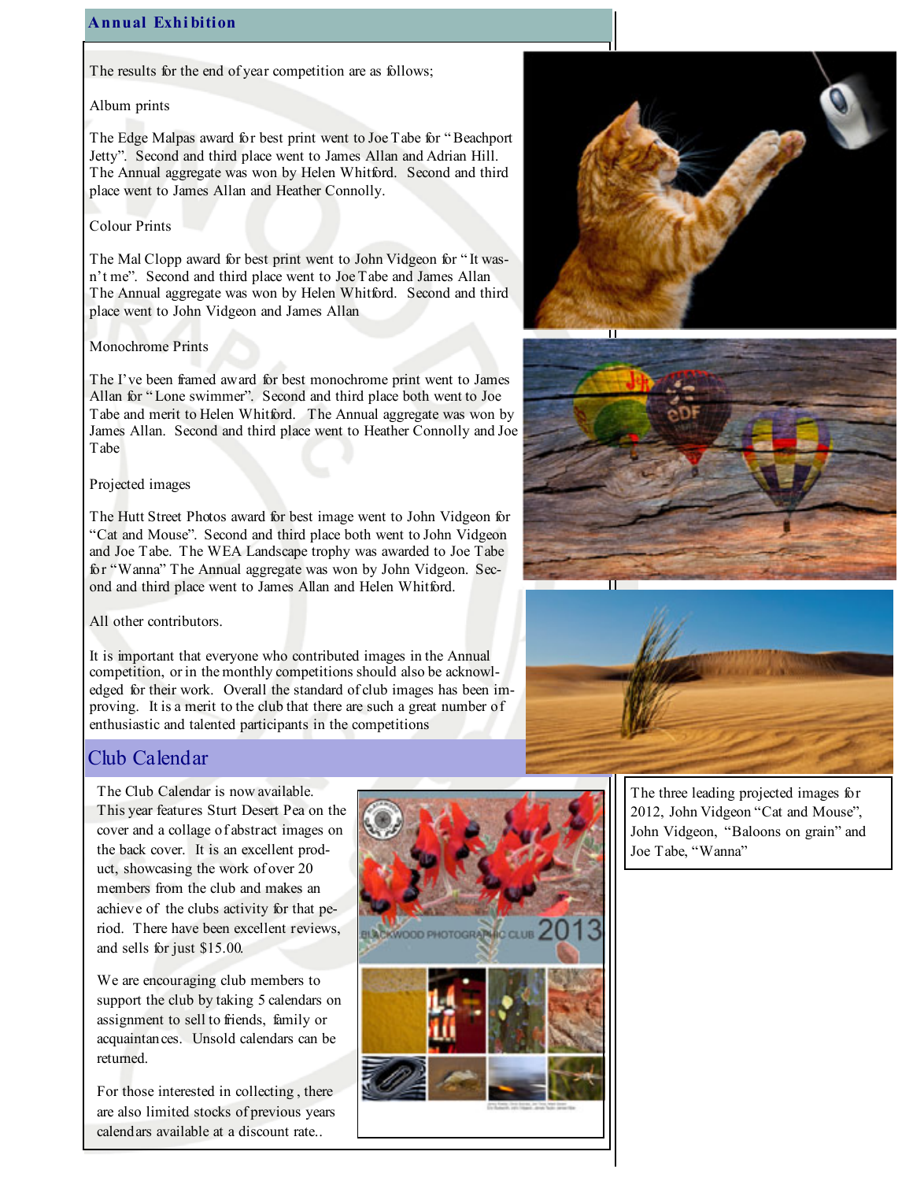## Annual Exhibition

The results for the end of year competition are as follows;

Album prints

The Edge Malpas award for best print went to Joe Tabe for "Beachport Jetty". Second and third place went to James Allan and Adrian Hill. The Annual aggregate was won by Helen Whitford. Second and third place went to James Allan and Heather Connolly.

Colour Prints

The Mal Clopp award for best print went to John Vidgeon for "It wasn't me". Second and third place went to Joe Tabe and James Allan The Annual aggregate was won by Helen Whitford. Second and third place went to John Vidgeon and James Allan

Monochrome Prints

The I've been framed award for best monochrome print went to James Allan for "Lone swimmer". Second and third place both went to Joe Tabe and merit to Helen Whitford. The Annual aggregate was won by James Allan. Second and third place went to Heather Connolly and Joe Tabe

Projected images

The Hutt Street Photos award for best image went to John Vidgeon for "Cat and Mouse". Second and third place both went to John Vidgeon and Joe Tabe. The WEA Landscape trophy was awarded to Joe Tabe for "Wanna" The Annual aggregate was won by John Vidgeon. Second and third place went to James Allan and Helen Whitford.

All other contributors.

It is important that everyone who contributed images in the Annual competition, or in the monthly competitions should also be acknowledged for their work. Overall the standard of club images has been improving. It is a merit to the club that there are such a great number of enthusiastic and talented participants in the competitions

The three leading projected images for 2012, John Vidgeon "Cat and Mouse", John Vidgeon, "Baloons on grain" and Joe Tabe, "Wanna"

## Club Calendar

The Club Calendar is now available. This year features Sturt Desert Pea on the cover and a collage of abstract images on the back cover. It is an excellent product, showcasing the work of over 20 members from the club and makes an achieve of the clubs activity for that period. There have been excellent reviews, and sells for just $15.00.

We are encouraging club members to support the club by taking 5 calendars on assignment to sell to friends, family or acquaintances. Unsold calendars can be returned.

For those interested in collecting, there are also limited stocks of previous years calendars available at a discount rate..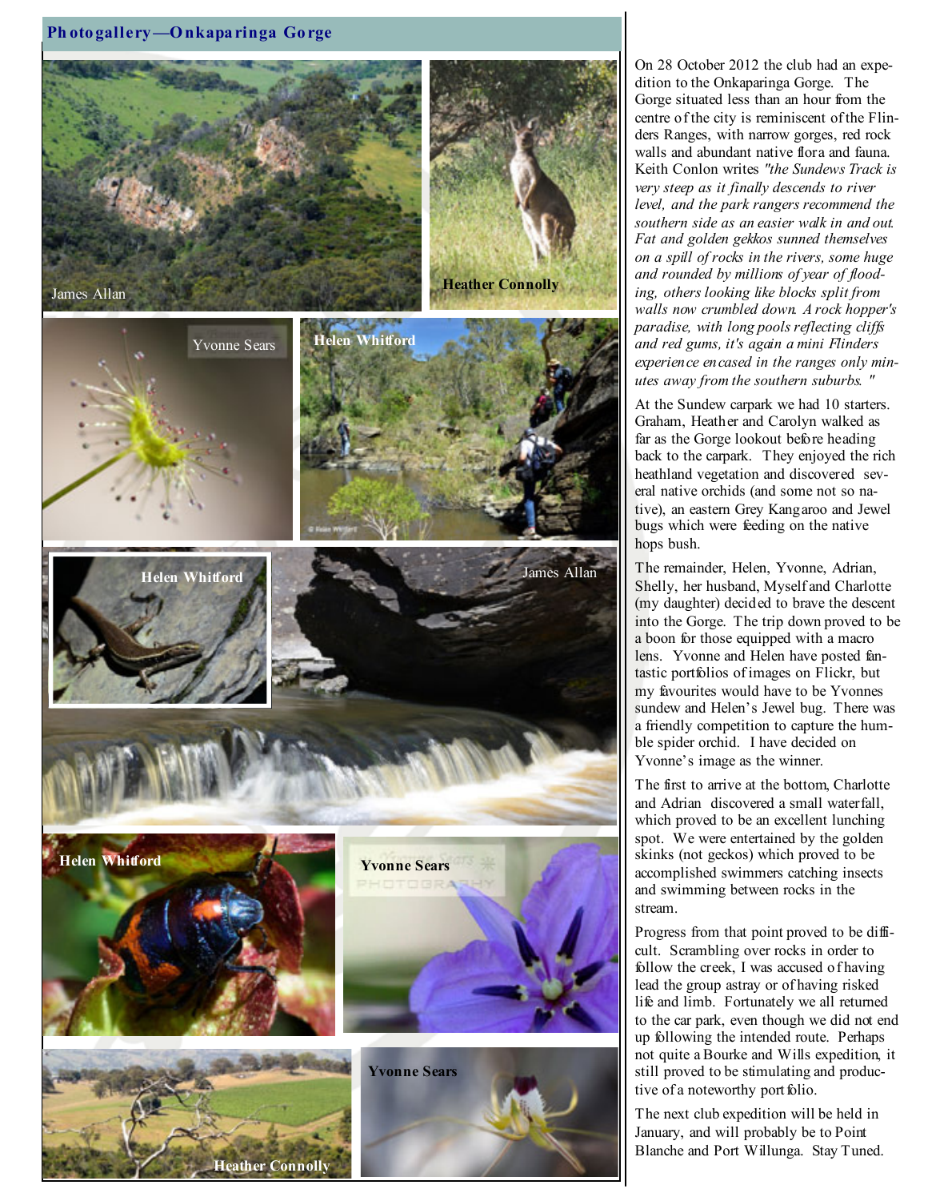## Photogallery—Onkaparinga Gorge

James Allan

Heather Connolly

Yvonne Sears

Helen Whitford

Helen Whitford

James Allan

Helen Whitford

Yvonne Sears

Heather Connolly

Yvonne Sears

On 28 October 2012 the club had an expedition to the Onkaparinga Gorge. The Gorge situated less than an hour from the centre of the city is reminiscent of the Flinders Ranges, with narrow gorges, red rock walls and abundant native flora and fauna. Keith Conlon writes *"the Sundews Track is very steep as it finally descends to river level, and the park rangers recommend the southern side as an easier walk in and out. Fat and golden gekkos sunned themselves on a spill of rocks in the rivers, some huge and rounded by millions of year of flooding, others looking like blocks split from walls now crumbled down. A rock hopper's paradise, with long pools reflecting cliffs and red gums, it's again a mini Flinders experience encased in the ranges only minutes away from the southern suburbs. "*

At the Sundew carpark we had 10 starters. Graham, Heather and Carolyn walked as far as the Gorge lookout before heading back to the carpark. They enjoyed the rich heathland vegetation and discovered several native orchids (and some not so native), an eastern Grey Kangaroo and Jewel bugs which were feeding on the native hops bush.

The remainder, Helen, Yvonne, Adrian, Shelly, her husband, Myself and Charlotte (my daughter) decided to brave the descent into the Gorge. The trip down proved to be a boon for those equipped with a macro lens. Yvonne and Helen have posted fantastic portfolios of images on Flickr, but my favourites would have to be Yvonnes sundew and Helen's Jewel bug. There was a friendly competition to capture the humble spider orchid. I have decided on Yvonne's image as the winner.

The first to arrive at the bottom, Charlotte and Adrian discovered a small waterfall, which proved to be an excellent lunching spot. We were entertained by the golden skinks (not geckos) which proved to be accomplished swimmers catching insects and swimming between rocks in the stream.

Progress from that point proved to be difficult. Scrambling over rocks in order to follow the creek, I was accused of having lead the group astray or of having risked life and limb. Fortunately we all returned to the car park, even though we did not end up following the intended route. Perhaps not quite a Bourke and Wills expedition, it still proved to be stimulating and productive of a noteworthy portfolio.

The next club expedition will be held in January, and will probably be to Point Blanche and Port Willunga. Stay Tuned.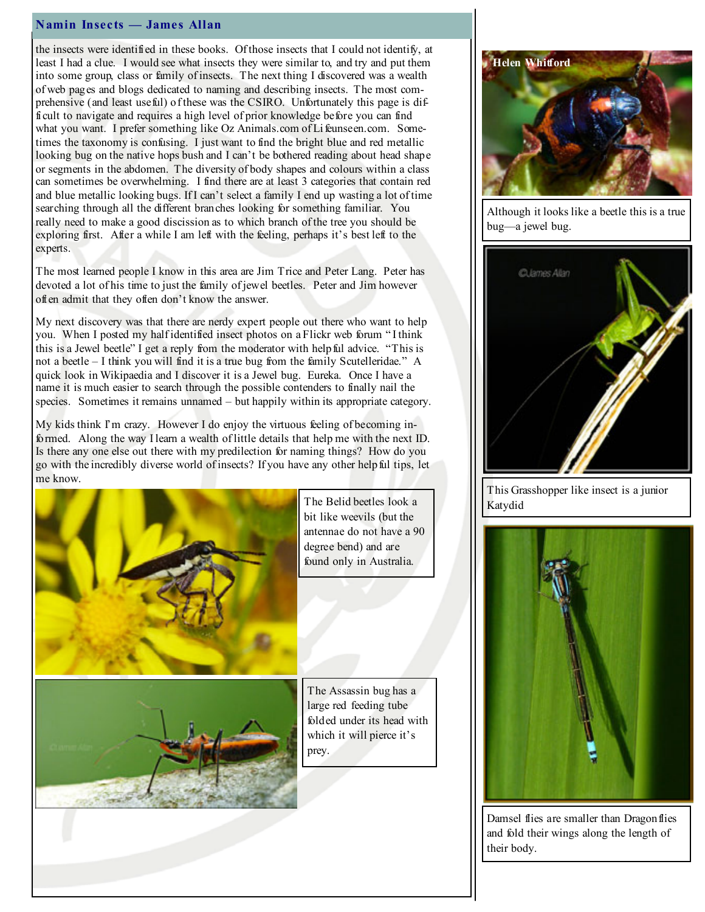## Namin Insects — James Allan

the insects were identified in these books. Of those insects that I could not identify, at least I had a clue. I would see what insects they were similar to, and try and put them into some group, class or family of insects. The next thing I discovered was a wealth of web pages and blogs dedicated to naming and describing insects. The most comprehensive (and least useful) of these was the CSIRO. Unfortunately this page is difficult to navigate and requires a high level of prior knowledge before you can find what you want. I prefer something like Oz Animals.com of Lifeunseen.com. Sometimes the taxonomy is confusing. I just want to find the bright blue and red metallic looking bug on the native hops bush and I can't be bothered reading about head shape or segments in the abdomen. The diversity of body shapes and colours within a class can sometimes be overwhelming. I find there are at least 3 categories that contain red and blue metallic looking bugs. If I can't select a family I end up wasting a lot of time searching through all the different branches looking for something familiar. You really need to make a good discission as to which branch of the tree you should be exploring first. After a while I am left with the feeling, perhaps it's best left to the experts.

The most learned people I know in this area are Jim Trice and Peter Lang. Peter has devoted a lot of his time to just the family of jewel beetles. Peter and Jim however often admit that they often don't know the answer.

My next discovery was that there are nerdy expert people out there who want to help you. When I posted my half identified insect photos on a Flickr web forum "I think this is a Jewel beetle" I get a reply from the moderator with helpful advice. "This is not a beetle – I think you will find it is a true bug from the family Scutelleridae." A quick look in Wikipaedia and I discover it is a Jewel bug. Eureka. Once I have a name it is much easier to search through the possible contenders to finally nail the species. Sometimes it remains unnamed – but happily within its appropriate category.

My kids think I'm crazy. However I do enjoy the virtuous feeling of becoming informed. Along the way I learn a wealth of little details that help me with the next ID. Is there any one else out there with my predilection for naming things? How do you go with the incredibly diverse world of insects? If you have any other helpful tips, let me know.

The Belid beetles look a bit like weevils (but the antennae do not have a 90 degree bend) and are found only in Australia.

The Assassin bug has a large red feeding tube folded under its head with which it will pierce it's prey.

Helen Whitford

Although it looks like a beetle this is a true bug—a jewel bug.

This Grasshopper like insect is a junior Katydid

Damsel flies are smaller than Dragonflies and fold their wings along the length of their body.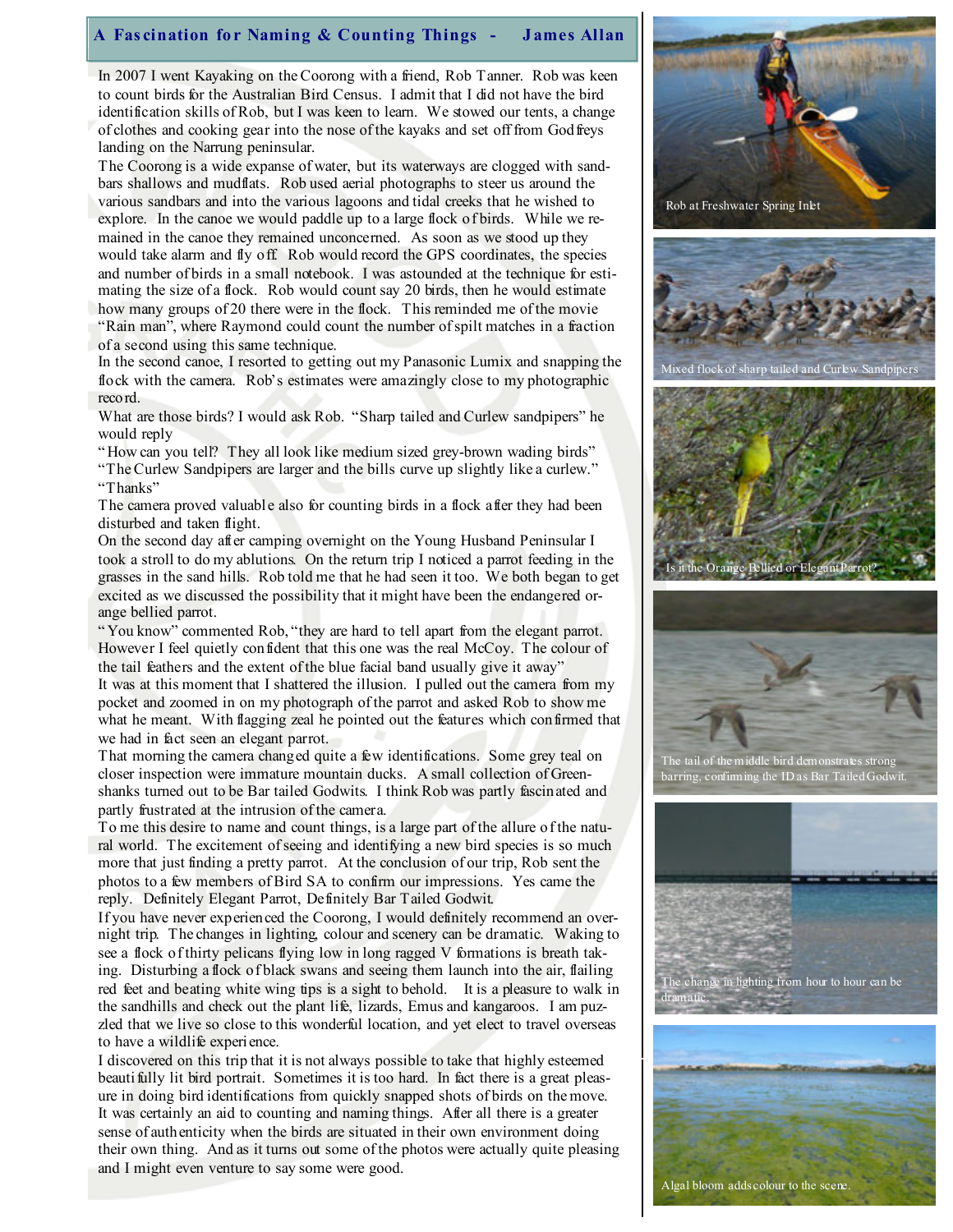## A Fascination for Naming & Counting Things - James Allan

In 2007 I went Kayaking on the Coorong with a friend, Rob Tanner. Rob was keen to count birds for the Australian Bird Census. I admit that I did not have the bird identification skills of Rob, but I was keen to learn. We stowed our tents, a change of clothes and cooking gear into the nose of the kayaks and set off from Godfreys landing on the Narrung peninsular.

The Coorong is a wide expanse of water, but its waterways are clogged with sandbars shallows and mudflats. Rob used aerial photographs to steer us around the various sandbars and into the various lagoons and tidal creeks that he wished to explore. In the canoe we would paddle up to a large flock of birds. While we remained in the canoe they remained unconcerned. As soon as we stood up they would take alarm and fly off. Rob would record the GPS coordinates, the species and number of birds in a small notebook. I was astounded at the technique for estimating the size of a flock. Rob would count say 20 birds, then he would estimate how many groups of 20 there were in the flock. This reminded me of the movie "Rain man", where Raymond could count the number of spilt matches in a fraction of a second using this same technique.

In the second canoe, I resorted to getting out my Panasonic Lumix and snapping the flock with the camera. Rob's estimates were amazingly close to my photographic record.

What are those birds? I would ask Rob. "Sharp tailed and Curlew sandpipers" he would reply

"How can you tell? They all look like medium sized grey-brown wading birds"

"The Curlew Sandpipers are larger and the bills curve up slightly like a curlew."

"Thanks"

The camera proved valuable also for counting birds in a flock after they had been disturbed and taken flight.

On the second day after camping overnight on the Young Husband Peninsular I took a stroll to do my ablutions. On the return trip I noticed a parrot feeding in the grasses in the sand hills. Rob told me that he had seen it too. We both began to get excited as we discussed the possibility that it might have been the endangered orange bellied parrot.

"You know" commented Rob, "they are hard to tell apart from the elegant parrot. However I feel quietly confident that this one was the real McCoy. The colour of the tail feathers and the extent of the blue facial band usually give it away"

It was at this moment that I shattered the illusion. I pulled out the camera from my pocket and zoomed in on my photograph of the parrot and asked Rob to show me what he meant. With flagging zeal he pointed out the features which confirmed that we had in fact seen an elegant parrot.

That morning the camera changed quite a few identifications. Some grey teal on closer inspection were immature mountain ducks. A small collection of Greenshanks turned out to be Bar tailed Godwits. I think Rob was partly fascinated and partly frustrated at the intrusion of the camera.

To me this desire to name and count things, is a large part of the allure of the natural world. The excitement of seeing and identifying a new bird species is so much more that just finding a pretty parrot. At the conclusion of our trip, Rob sent the photos to a few members of Bird SA to confirm our impressions. Yes came the reply. Definitely Elegant Parrot, Definitely Bar Tailed Godwit.

If you have never experienced the Coorong, I would definitely recommend an overnight trip. The changes in lighting, colour and scenery can be dramatic. Waking to see a flock of thirty pelicans flying low in long ragged V formations is breath taking. Disturbing a flock of black swans and seeing them launch into the air, flailing red feet and beating white wing tips is a sight to behold. It is a pleasure to walk in the sandhills and check out the plant life, lizards, Emus and kangaroos. I am puzzled that we live so close to this wonderful location, and yet elect to travel overseas to have a wildlife experience.

I discovered on this trip that it is not always possible to take that highly esteemed beautifully lit bird portrait. Sometimes it is too hard. In fact there is a great pleasure in doing bird identifications from quickly snapped shots of birds on the move. It was certainly an aid to counting and naming things. After all there is a greater sense of authenticity when the birds are situated in their own environment doing their own thing. And as it turns out some of the photos were actually quite pleasing and I might even venture to say some were good.

Rob at Freshwater Spring Inlet

Mixed flock of sharp tailed and Curlew Sandpipers

Is it the Orange Bellied or Elegant Parrot?

The tail of the middle bird demonstrates strong barring, confirming the ID as Bar Tailed Godwit.

The change in lighting from hour to hour can be dramatic.

Algal bloom adds colour to the scene.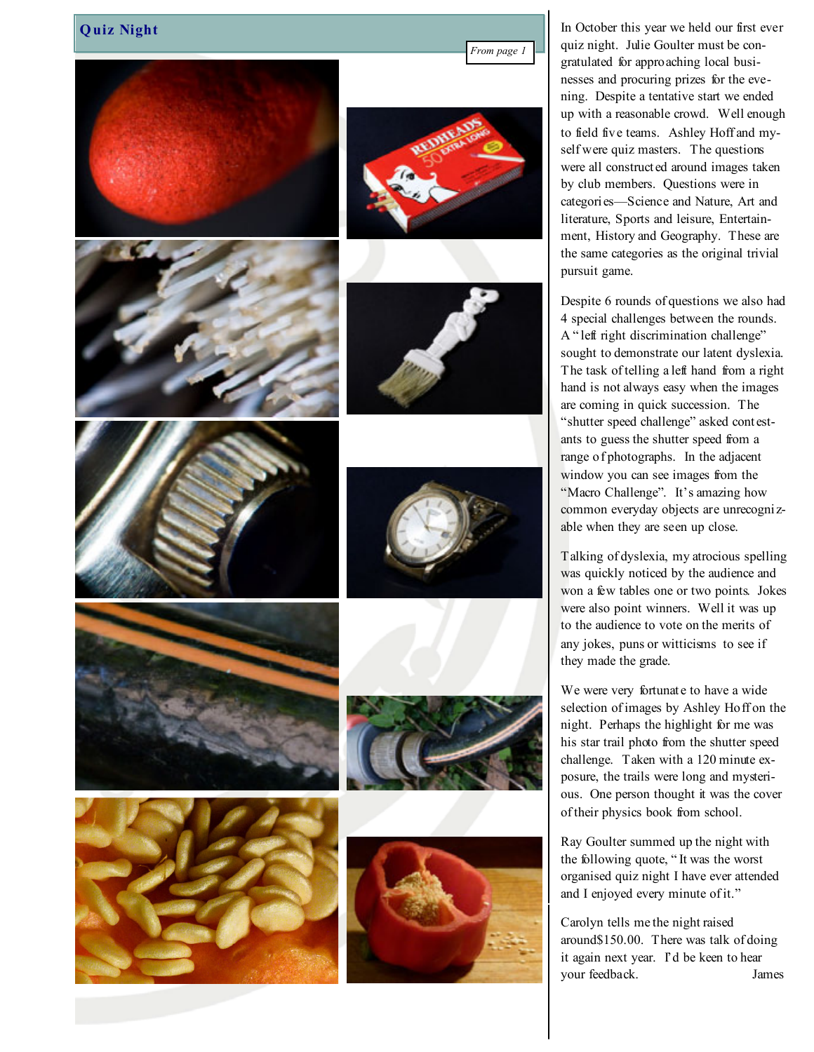## Quiz Night

*From page 1*

In October this year we held our first ever quiz night. Julie Goulter must be congratulated for approaching local businesses and procuring prizes for the evening. Despite a tentative start we ended up with a reasonable crowd. Well enough to field five teams. Ashley Hoff and myself were quiz masters. The questions were all constructed around images taken by club members. Questions were in categories—Science and Nature, Art and literature, Sports and leisure, Entertainment, History and Geography. These are the same categories as the original trivial pursuit game.

Despite 6 rounds of questions we also had 4 special challenges between the rounds. A "left right discrimination challenge" sought to demonstrate our latent dyslexia. The task of telling a left hand from a right hand is not always easy when the images are coming in quick succession. The "shutter speed challenge" asked contestants to guess the shutter speed from a range of photographs. In the adjacent window you can see images from the "Macro Challenge". It's amazing how common everyday objects are unrecognizable when they are seen up close.

Talking of dyslexia, my atrocious spelling was quickly noticed by the audience and won a few tables one or two points. Jokes were also point winners. Well it was up to the audience to vote on the merits of any jokes, puns or witticisms to see if they made the grade.

We were very fortunate to have a wide selection of images by Ashley Hoff on the night. Perhaps the highlight for me was his star trail photo from the shutter speed challenge. Taken with a 120 minute exposure, the trails were long and mysterious. One person thought it was the cover of their physics book from school.

Ray Goulter summed up the night with the following quote, "It was the worst organised quiz night I have ever attended and I enjoyed every minute of it."

Carolyn tells me the night raised around$150.00. There was talk of doing it again next year. I'd be keen to hear your feedback. James